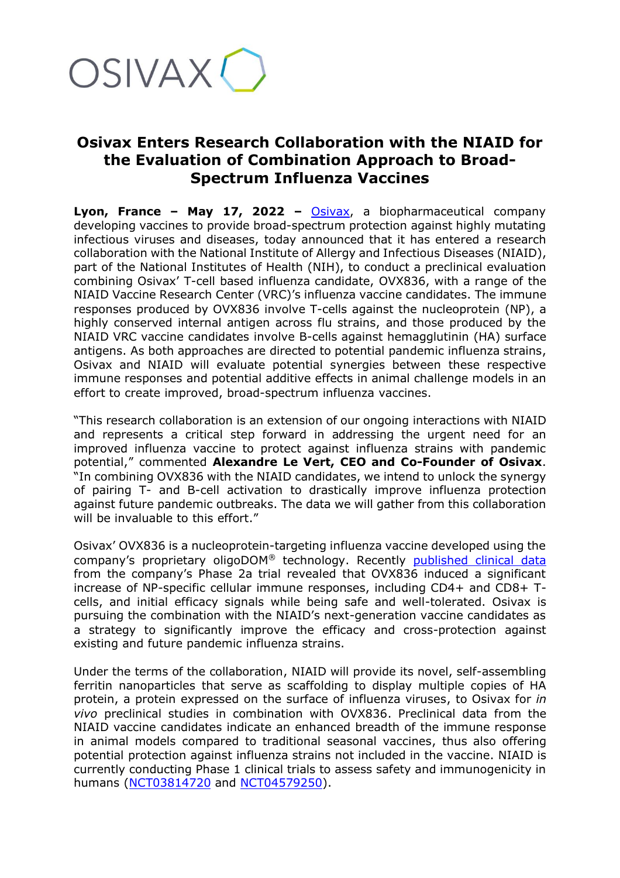OSIVAX

# Osivax Enters Research Collaboration with the NIAID for the Evaluation of Combination Approach to Broad-Spectrum Influenza Vaccines

**Lyon, France – May 17, 2022 –** Osivax, a biopharmaceutical company developing vaccines to provide broad-spectrum protection against highly mutating infectious viruses and diseases, today announced that it has entered a research collaboration with the National Institute of Allergy and Infectious Diseases (NIAID), part of the National Institutes of Health (NIH), to conduct a preclinical evaluation combining Osivax' T-cell based influenza candidate, OVX836, with a range of the NIAID Vaccine Research Center (VRC)'s influenza vaccine candidates. The immune responses produced by OVX836 involve T-cells against the nucleoprotein (NP), a highly conserved internal antigen across flu strains, and those produced by the NIAID VRC vaccine candidates involve B-cells against hemagglutinin (HA) surface antigens. As both approaches are directed to potential pandemic influenza strains, Osivax and NIAID will evaluate potential synergies between these respective immune responses and potential additive effects in animal challenge models in an effort to create improved, broad-spectrum influenza vaccines.

"This research collaboration is an extension of our ongoing interactions with NIAID and represents a critical step forward in addressing the urgent need for an improved influenza vaccine to protect against influenza strains with pandemic potential," commented **Alexandre Le Vert, CEO and Co-Founder of Osivax**. "In combining OVX836 with the NIAID candidates, we intend to unlock the synergy of pairing T- and B-cell activation to drastically improve influenza protection against future pandemic outbreaks. The data we will gather from this collaboration will be invaluable to this effort."

Osivax' OVX836 is a nucleoprotein-targeting influenza vaccine developed using the company's proprietary oligoDOM® technology. Recently published clinical data from the company's Phase 2a trial revealed that OVX836 induced a significant increase of NP-specific cellular immune responses, including CD4+ and CD8+ T-cells, and initial efficacy signals while being safe and well-tolerated. Osivax is pursuing the combination with the NIAID's next-generation vaccine candidates as a strategy to significantly improve the efficacy and cross-protection against existing and future pandemic influenza strains.

Under the terms of the collaboration, NIAID will provide its novel, self-assembling ferritin nanoparticles that serve as scaffolding to display multiple copies of HA protein, a protein expressed on the surface of influenza viruses, to Osivax for *in vivo* preclinical studies in combination with OVX836. Preclinical data from the NIAID vaccine candidates indicate an enhanced breadth of the immune response in animal models compared to traditional seasonal vaccines, thus also offering potential protection against influenza strains not included in the vaccine. NIAID is currently conducting Phase 1 clinical trials to assess safety and immunogenicity in humans (NCT03814720 and NCT04579250).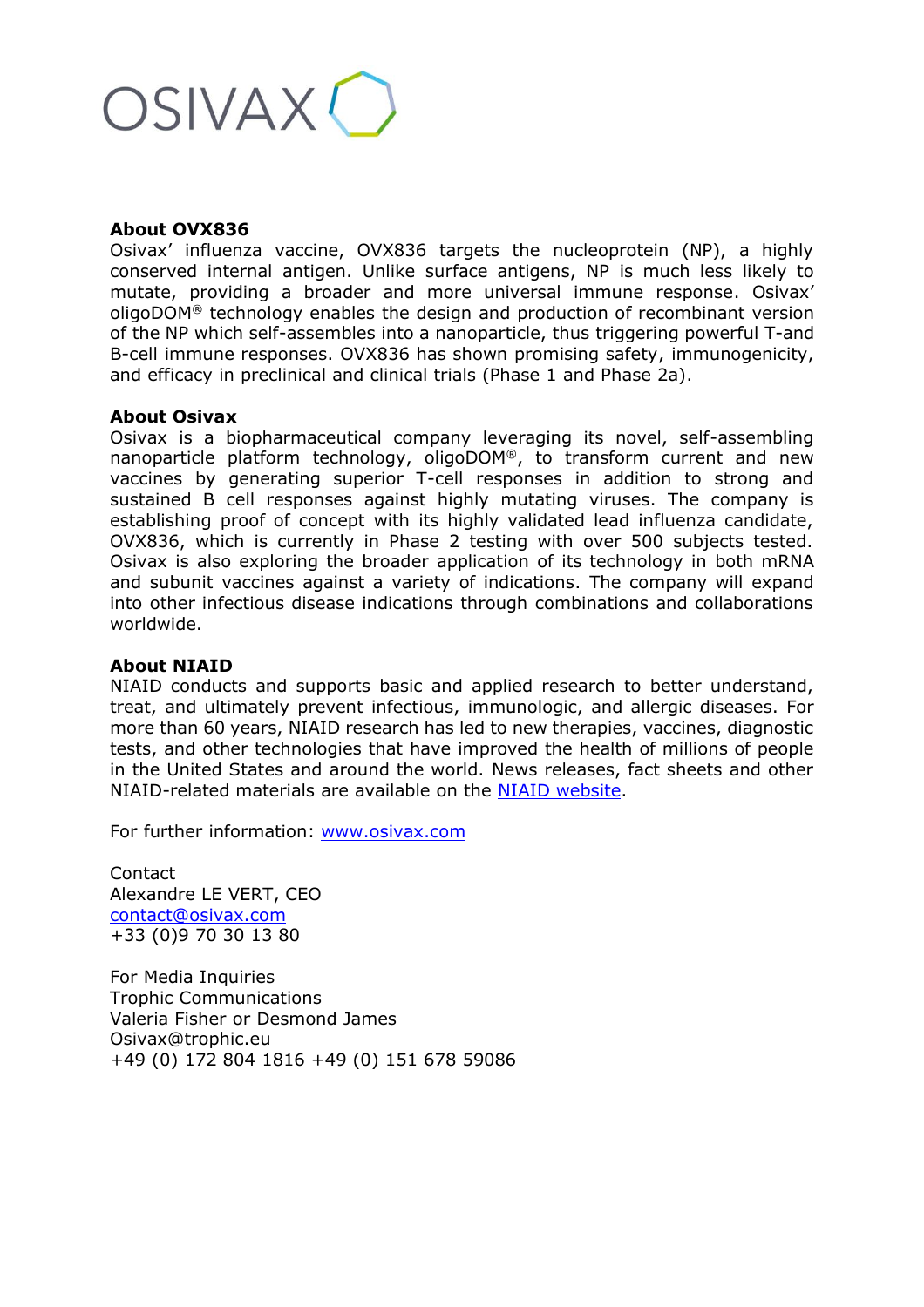OSIVAX

**About OVX836**

Osivax' influenza vaccine, OVX836 targets the nucleoprotein (NP), a highly conserved internal antigen. Unlike surface antigens, NP is much less likely to mutate, providing a broader and more universal immune response. Osivax' oligoDOM® technology enables the design and production of recombinant version of the NP which self-assembles into a nanoparticle, thus triggering powerful T-and B-cell immune responses. OVX836 has shown promising safety, immunogenicity, and efficacy in preclinical and clinical trials (Phase 1 and Phase 2a).

**About Osivax**

Osivax is a biopharmaceutical company leveraging its novel, self-assembling nanoparticle platform technology, oligoDOM®, to transform current and new vaccines by generating superior T-cell responses in addition to strong and sustained B cell responses against highly mutating viruses. The company is establishing proof of concept with its highly validated lead influenza candidate, OVX836, which is currently in Phase 2 testing with over 500 subjects tested. Osivax is also exploring the broader application of its technology in both mRNA and subunit vaccines against a variety of indications. The company will expand into other infectious disease indications through combinations and collaborations worldwide.

**About NIAID**

NIAID conducts and supports basic and applied research to better understand, treat, and ultimately prevent infectious, immunologic, and allergic diseases. For more than 60 years, NIAID research has led to new therapies, vaccines, diagnostic tests, and other technologies that have improved the health of millions of people in the United States and around the world. News releases, fact sheets and other NIAID-related materials are available on the NIAID website.

For further information: www.osivax.com

Contact
Alexandre LE VERT, CEO
contact@osivax.com
+33 (0)9 70 30 13 80

For Media Inquiries
Trophic Communications
Valeria Fisher or Desmond James
Osivax@trophic.eu
+49 (0) 172 804 1816 +49 (0) 151 678 59086